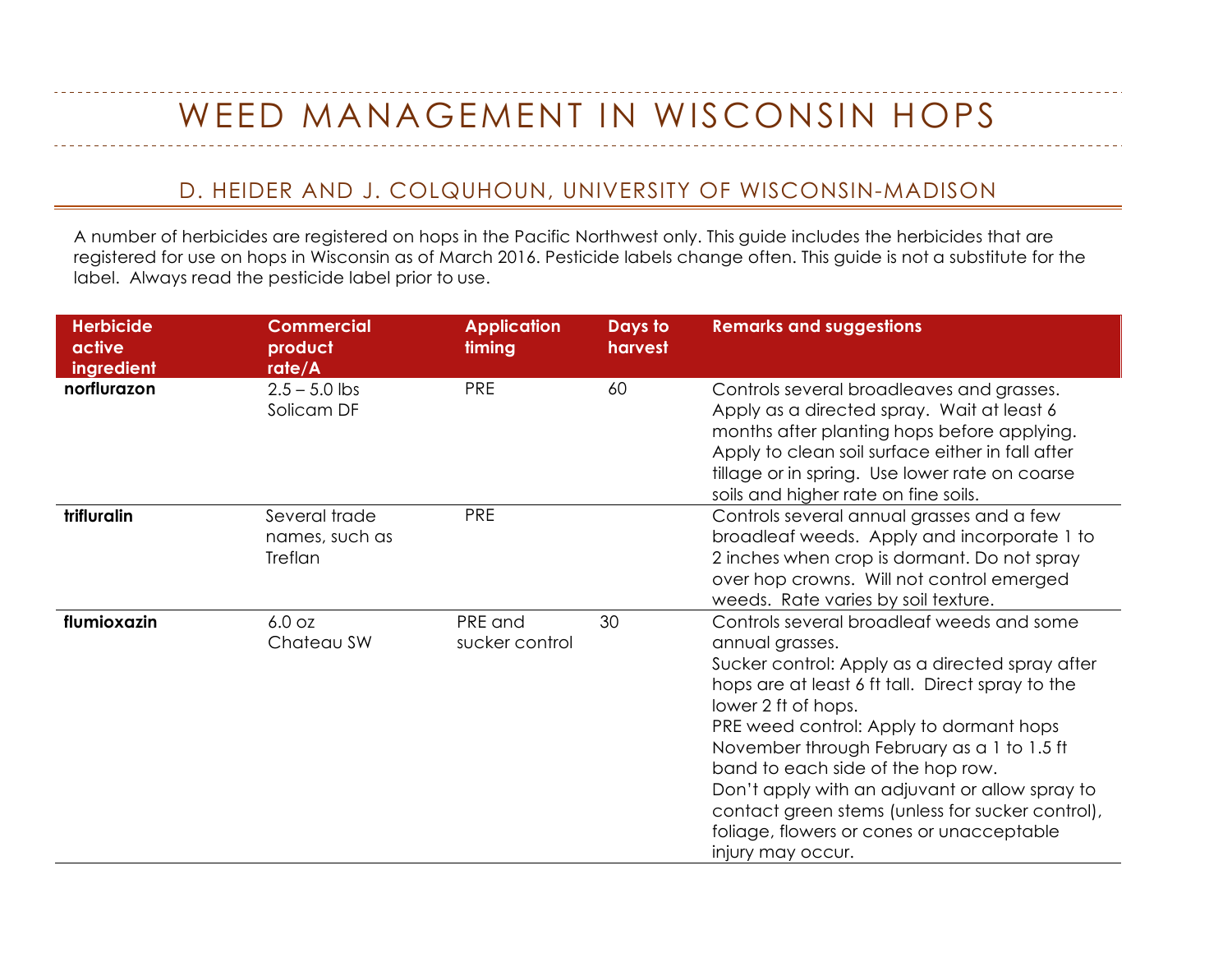# WEED MANAGEMENT IN WISCONSIN HOPS

## D. HEIDER AND J. COLQUHOUN, UNIVERSITY OF WISCONSIN-MADISON

A number of herbicides are registered on hops in the Pacific Northwest only. This guide includes the herbicides that are registered for use on hops in Wisconsin as of March 2016. Pesticide labels change often. This guide is not a substitute for the label. Always read the pesticide label prior to use.

| Herbicide active ingredient | Commercial product rate/A | Application timing | Days to harvest | Remarks and suggestions |
|---|---|---|---|---|
| **norflurazon** | 2.5 – 5.0 lbs Solicam DF | PRE | 60 | Controls several broadleaves and grasses. Apply as a directed spray. Wait at least 6 months after planting hops before applying. Apply to clean soil surface either in fall after tillage or in spring. Use lower rate on coarse soils and higher rate on fine soils. |
| **trifluralin** | Several trade names, such as Treflan | PRE | | Controls several annual grasses and a few broadleaf weeds. Apply and incorporate 1 to 2 inches when crop is dormant. Do not spray over hop crowns. Will not control emerged weeds. Rate varies by soil texture. |
| **flumioxazin** | 6.0 oz Chateau SW | PRE and sucker control | 30 | Controls several broadleaf weeds and some annual grasses. Sucker control: Apply as a directed spray after hops are at least 6 ft tall. Direct spray to the lower 2 ft of hops. PRE weed control: Apply to dormant hops November through February as a 1 to 1.5 ft band to each side of the hop row. Don't apply with an adjuvant or allow spray to contact green stems (unless for sucker control), foliage, flowers or cones or unacceptable injury may occur. |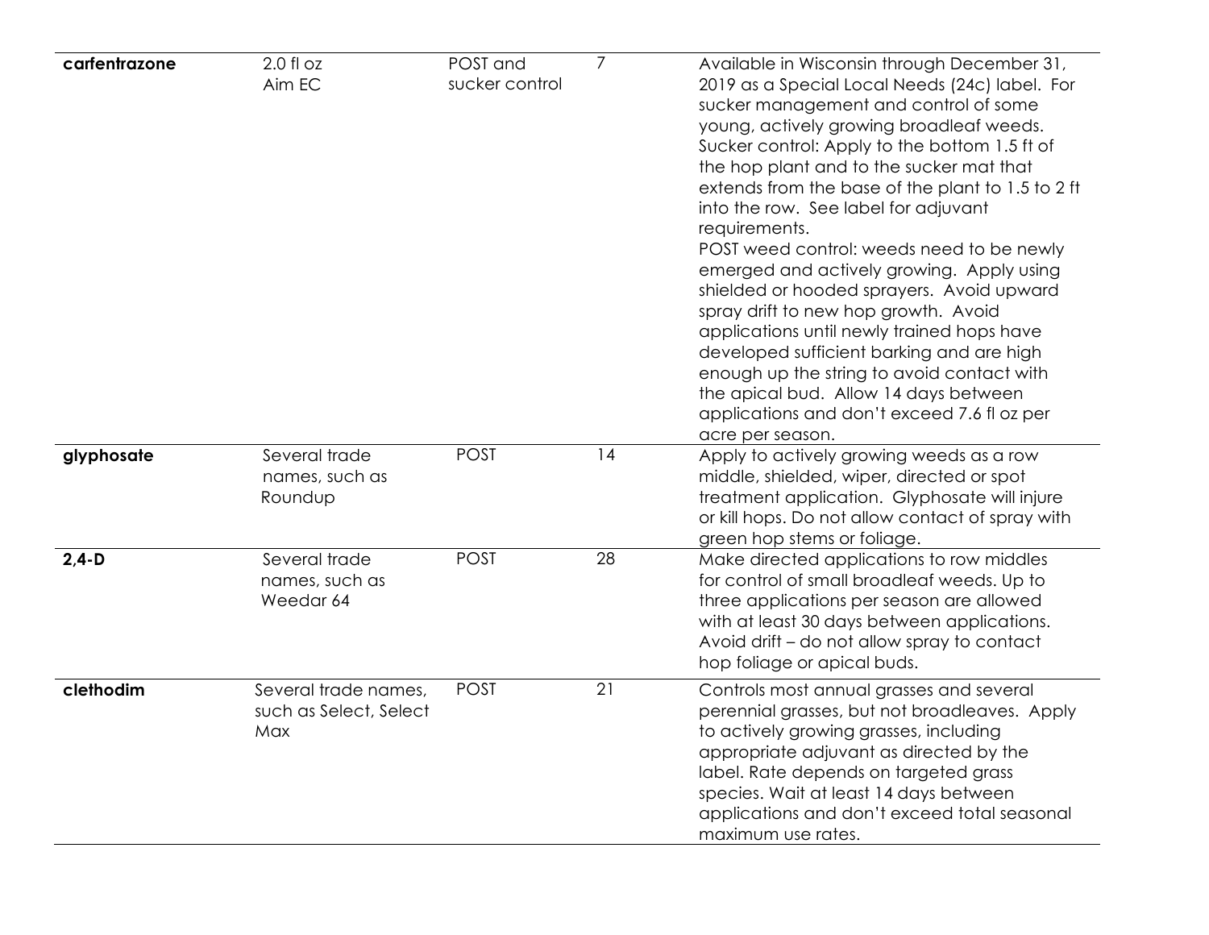| | | | | |
|---|---|---|---|---|
| **carfentrazone** | 2.0 fl oz Aim EC | POST and sucker control | 7 | Available in Wisconsin through December 31, 2019 as a Special Local Needs (24c) label. For sucker management and control of some young, actively growing broadleaf weeds. Sucker control: Apply to the bottom 1.5 ft of the hop plant and to the sucker mat that extends from the base of the plant to 1.5 to 2 ft into the row. See label for adjuvant requirements. POST weed control: weeds need to be newly emerged and actively growing. Apply using shielded or hooded sprayers. Avoid upward spray drift to new hop growth. Avoid applications until newly trained hops have developed sufficient barking and are high enough up the string to avoid contact with the apical bud. Allow 14 days between applications and don't exceed 7.6 fl oz per acre per season. |
| **glyphosate** | Several trade names, such as Roundup | POST | 14 | Apply to actively growing weeds as a row middle, shielded, wiper, directed or spot treatment application. Glyphosate will injure or kill hops. Do not allow contact of spray with green hop stems or foliage. |
| **2,4-D** | Several trade names, such as Weedar 64 | POST | 28 | Make directed applications to row middles for control of small broadleaf weeds. Up to three applications per season are allowed with at least 30 days between applications. Avoid drift – do not allow spray to contact hop foliage or apical buds. |
| **clethodim** | Several trade names, such as Select, Select Max | POST | 21 | Controls most annual grasses and several perennial grasses, but not broadleaves. Apply to actively growing grasses, including appropriate adjuvant as directed by the label. Rate depends on targeted grass species. Wait at least 14 days between applications and don't exceed total seasonal maximum use rates. |